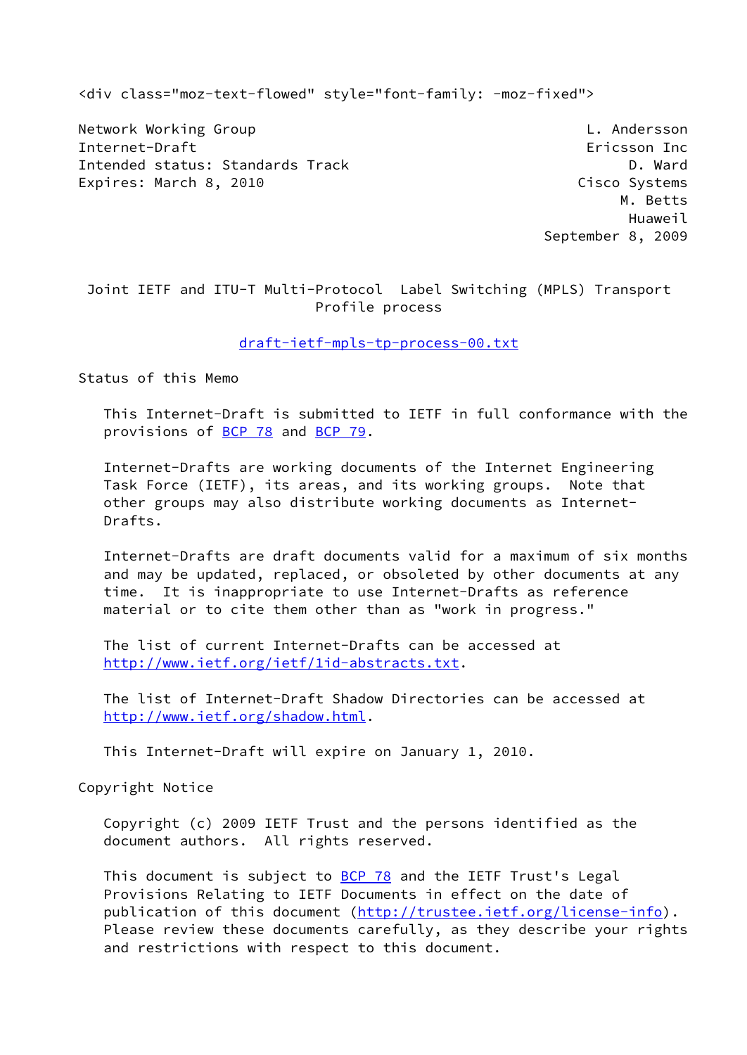<div class="moz-text-flowed" style="font-family: -moz-fixed">

Network Working Group L. Andersson
Internet-Draft Ericsson Inc
Intended status: Standards Track D. Ward
Expires: March 8, 2010 Cisco Systems
M. Betts
Huaweil
September 8, 2009

# Joint IETF and ITU-T Multi-Protocol Label Switching (MPLS) Transport Profile process

draft-ietf-mpls-tp-process-00.txt

## Status of this Memo

This Internet-Draft is submitted to IETF in full conformance with the provisions of BCP 78 and BCP 79.

Internet-Drafts are working documents of the Internet Engineering Task Force (IETF), its areas, and its working groups. Note that other groups may also distribute working documents as Internet-Drafts.

Internet-Drafts are draft documents valid for a maximum of six months and may be updated, replaced, or obsoleted by other documents at any time. It is inappropriate to use Internet-Drafts as reference material or to cite them other than as "work in progress."

The list of current Internet-Drafts can be accessed at http://www.ietf.org/ietf/1id-abstracts.txt.

The list of Internet-Draft Shadow Directories can be accessed at http://www.ietf.org/shadow.html.

This Internet-Draft will expire on January 1, 2010.

## Copyright Notice

Copyright (c) 2009 IETF Trust and the persons identified as the document authors. All rights reserved.

This document is subject to BCP 78 and the IETF Trust's Legal Provisions Relating to IETF Documents in effect on the date of publication of this document (http://trustee.ietf.org/license-info). Please review these documents carefully, as they describe your rights and restrictions with respect to this document.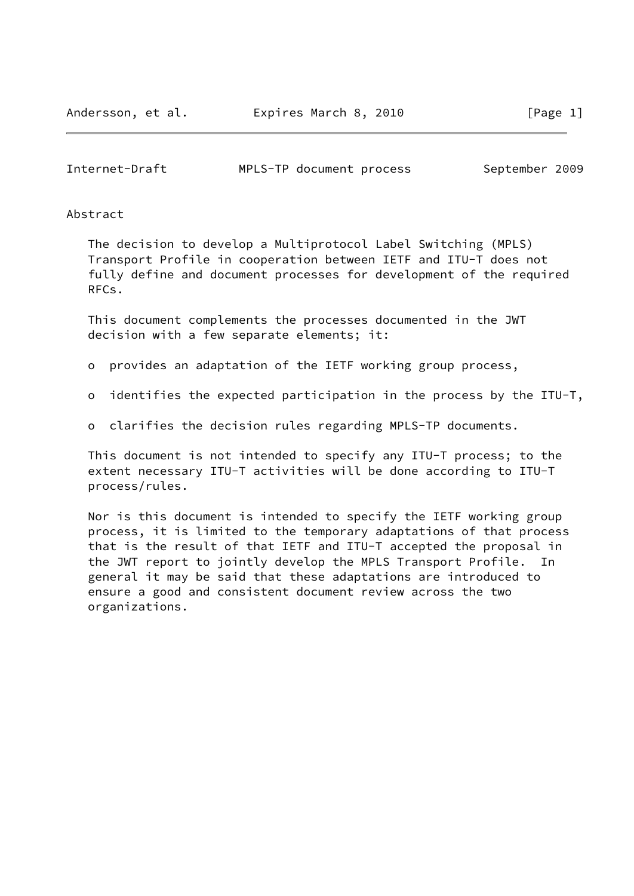## Abstract

The decision to develop a Multiprotocol Label Switching (MPLS) Transport Profile in cooperation between IETF and ITU-T does not fully define and document processes for development of the required RFCs.

This document complements the processes documented in the JWT decision with a few separate elements; it:

- provides an adaptation of the IETF working group process,
- identifies the expected participation in the process by the ITU-T,
- clarifies the decision rules regarding MPLS-TP documents.

This document is not intended to specify any ITU-T process; to the extent necessary ITU-T activities will be done according to ITU-T process/rules.

Nor is this document is intended to specify the IETF working group process, it is limited to the temporary adaptations of that process that is the result of that IETF and ITU-T accepted the proposal in the JWT report to jointly develop the MPLS Transport Profile. In general it may be said that these adaptations are introduced to ensure a good and consistent document review across the two organizations.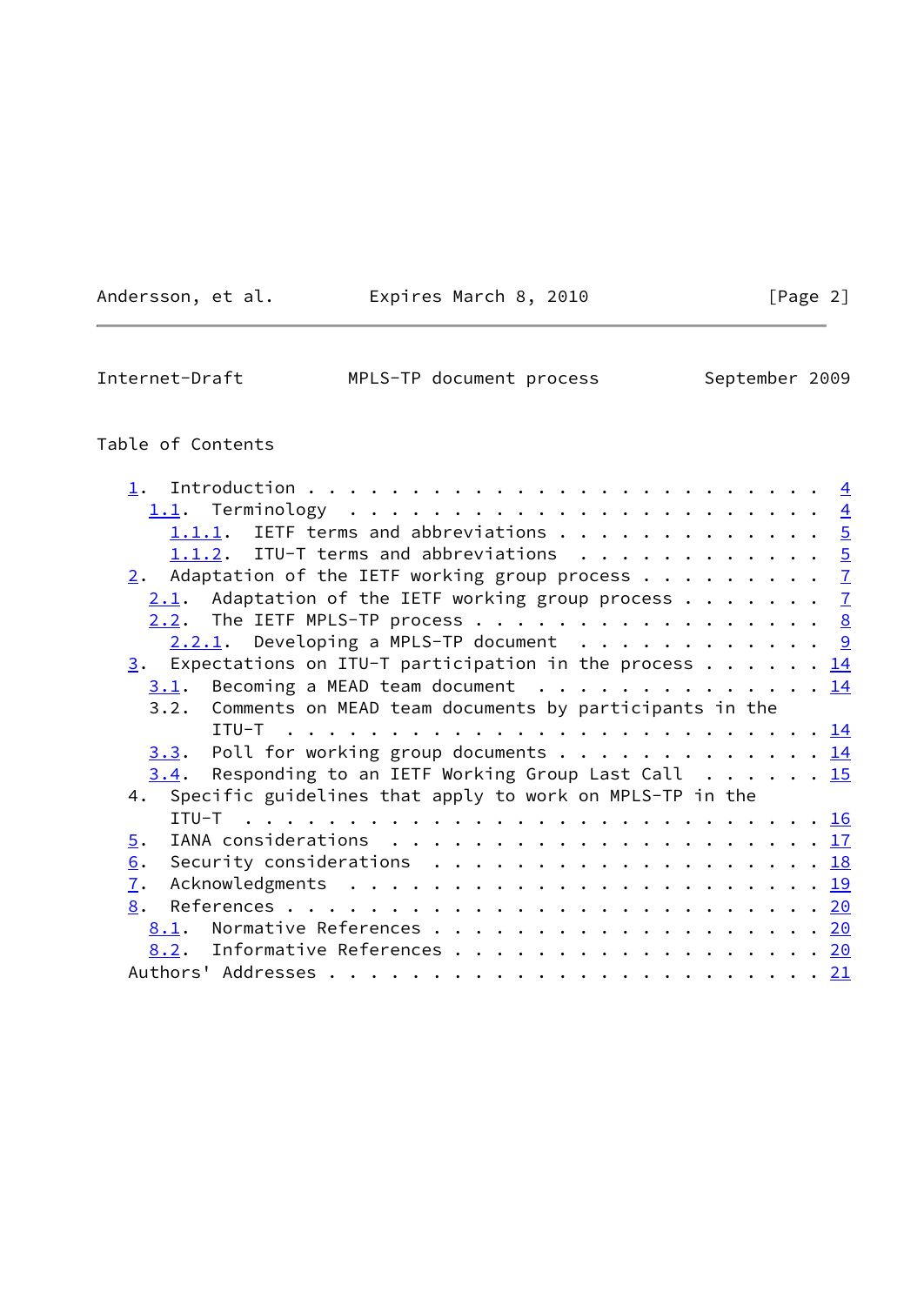Table of Contents

```
   1.  Introduction . . . . . . . . . . . . . . . . . . . . . . . .  4
     1.1.  Terminology  . . . . . . . . . . . . . . . . . . . . . . .  4
       1.1.1.  IETF terms and abbreviations . . . . . . . . . . . . .  5
       1.1.2.  ITU-T terms and abbreviations  . . . . . . . . . . . .  5
   2.  Adaptation of the IETF working group process . . . . . . . . .  7
     2.1.  Adaptation of the IETF working group process . . . . . . .  7
     2.2.  The IETF MPLS-TP process . . . . . . . . . . . . . . . . .  8
       2.2.1.  Developing a MPLS-TP document  . . . . . . . . . . . .  9
   3.  Expectations on ITU-T participation in the process . . . . . . 14
     3.1.  Becoming a MEAD team document  . . . . . . . . . . . . . . 14
     3.2.  Comments on MEAD team documents by participants in the
           ITU-T  . . . . . . . . . . . . . . . . . . . . . . . . . . 14
     3.3.  Poll for working group documents . . . . . . . . . . . . . 14
     3.4.  Responding to an IETF Working Group Last Call  . . . . . . 15
   4.  Specific guidelines that apply to work on MPLS-TP in the
       ITU-T  . . . . . . . . . . . . . . . . . . . . . . . . . . . . 16
   5.  IANA considerations  . . . . . . . . . . . . . . . . . . . . . 17
   6.  Security considerations  . . . . . . . . . . . . . . . . . . . 18
   7.  Acknowledgments  . . . . . . . . . . . . . . . . . . . . . . . 19
   8.  References . . . . . . . . . . . . . . . . . . . . . . . . . . 20
     8.1.  Normative References . . . . . . . . . . . . . . . . . . . 20
     8.2.  Informative References . . . . . . . . . . . . . . . . . . 20
   Authors' Addresses . . . . . . . . . . . . . . . . . . . . . . . . 21
```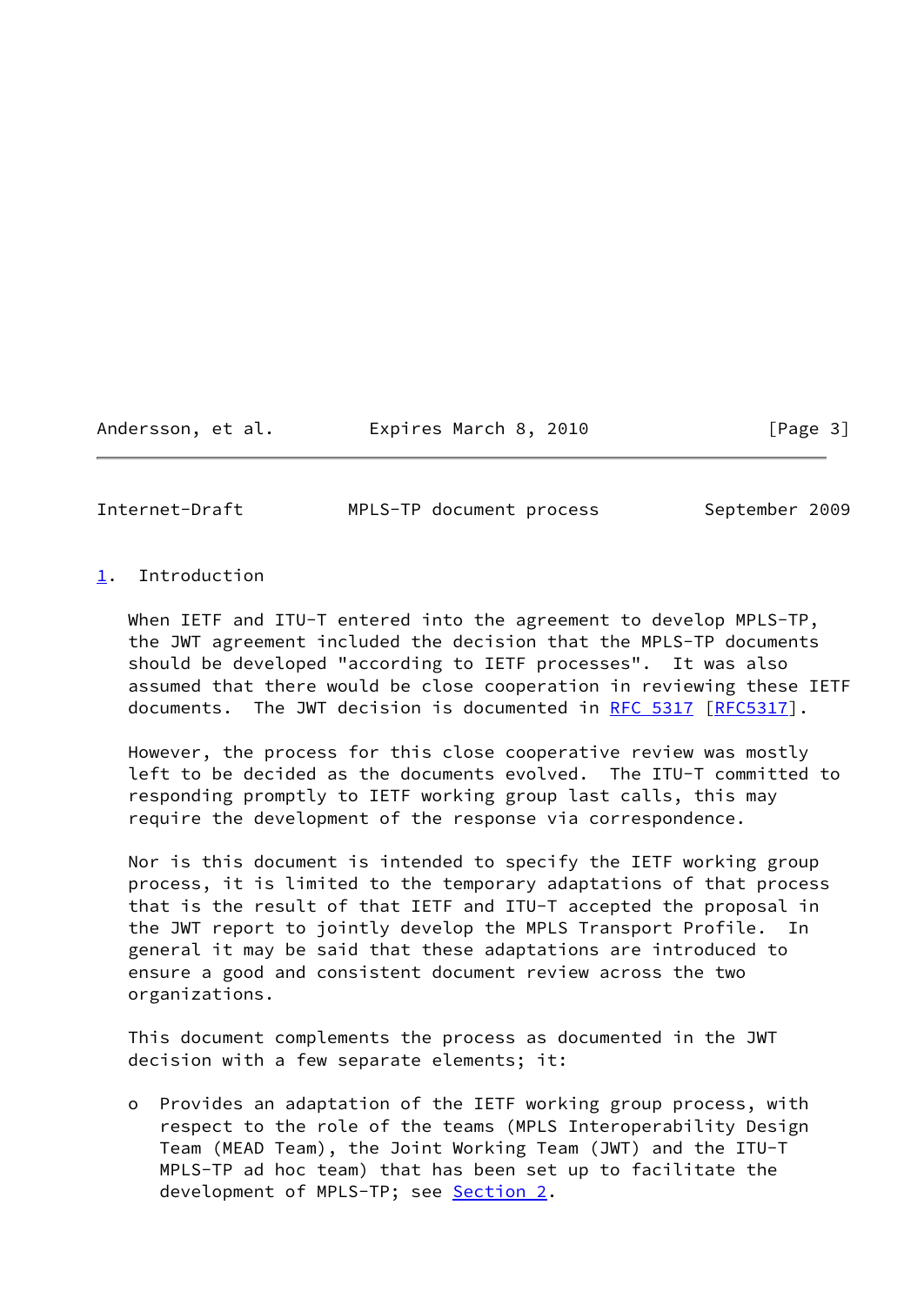## 1. Introduction

When IETF and ITU-T entered into the agreement to develop MPLS-TP, the JWT agreement included the decision that the MPLS-TP documents should be developed "according to IETF processes". It was also assumed that there would be close cooperation in reviewing these IETF documents. The JWT decision is documented in RFC 5317 [RFC5317].

However, the process for this close cooperative review was mostly left to be decided as the documents evolved. The ITU-T committed to responding promptly to IETF working group last calls, this may require the development of the response via correspondence.

Nor is this document is intended to specify the IETF working group process, it is limited to the temporary adaptations of that process that is the result of that IETF and ITU-T accepted the proposal in the JWT report to jointly develop the MPLS Transport Profile. In general it may be said that these adaptations are introduced to ensure a good and consistent document review across the two organizations.

This document complements the process as documented in the JWT decision with a few separate elements; it:

- Provides an adaptation of the IETF working group process, with respect to the role of the teams (MPLS Interoperability Design Team (MEAD Team), the Joint Working Team (JWT) and the ITU-T MPLS-TP ad hoc team) that has been set up to facilitate the development of MPLS-TP; see Section 2.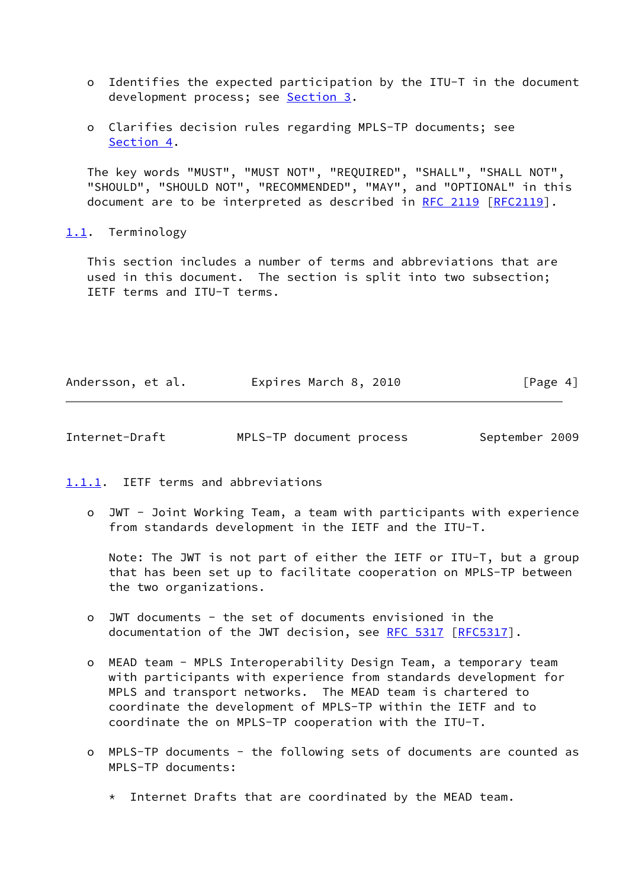- Identifies the expected participation by the ITU-T in the document development process; see Section 3.

- Clarifies decision rules regarding MPLS-TP documents; see Section 4.

The key words "MUST", "MUST NOT", "REQUIRED", "SHALL", "SHALL NOT", "SHOULD", "SHOULD NOT", "RECOMMENDED", "MAY", and "OPTIONAL" in this document are to be interpreted as described in RFC 2119 [RFC2119].

## 1.1. Terminology

This section includes a number of terms and abbreviations that are used in this document. The section is split into two subsection; IETF terms and ITU-T terms.

### 1.1.1. IETF terms and abbreviations

- JWT - Joint Working Team, a team with participants with experience from standards development in the IETF and the ITU-T.

  Note: The JWT is not part of either the IETF or ITU-T, but a group that has been set up to facilitate cooperation on MPLS-TP between the two organizations.

- JWT documents - the set of documents envisioned in the documentation of the JWT decision, see RFC 5317 [RFC5317].

- MEAD team - MPLS Interoperability Design Team, a temporary team with participants with experience from standards development for MPLS and transport networks. The MEAD team is chartered to coordinate the development of MPLS-TP within the IETF and to coordinate the on MPLS-TP cooperation with the ITU-T.

- MPLS-TP documents - the following sets of documents are counted as MPLS-TP documents:

  * Internet Drafts that are coordinated by the MEAD team.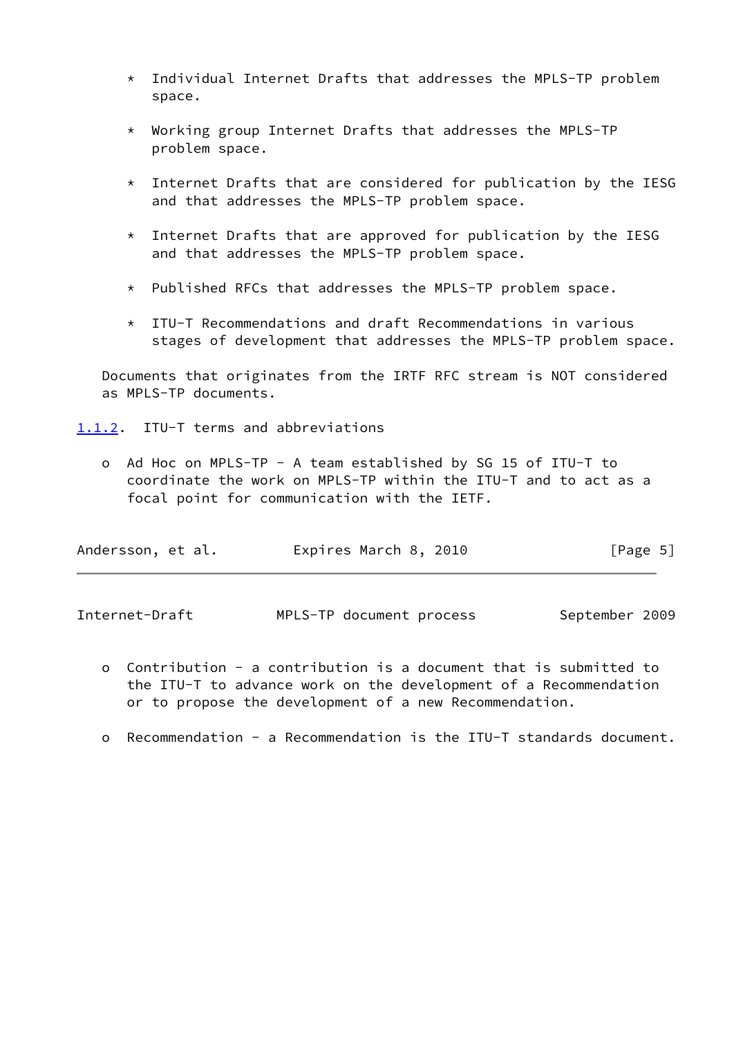* Individual Internet Drafts that addresses the MPLS-TP problem space.

* Working group Internet Drafts that addresses the MPLS-TP problem space.

* Internet Drafts that are considered for publication by the IESG and that addresses the MPLS-TP problem space.

* Internet Drafts that are approved for publication by the IESG and that addresses the MPLS-TP problem space.

* Published RFCs that addresses the MPLS-TP problem space.

* ITU-T Recommendations and draft Recommendations in various stages of development that addresses the MPLS-TP problem space.

Documents that originates from the IRTF RFC stream is NOT considered as MPLS-TP documents.

### 1.1.2. ITU-T terms and abbreviations

- Ad Hoc on MPLS-TP - A team established by SG 15 of ITU-T to coordinate the work on MPLS-TP within the ITU-T and to act as a focal point for communication with the IETF.

- Contribution - a contribution is a document that is submitted to the ITU-T to advance work on the development of a Recommendation or to propose the development of a new Recommendation.

- Recommendation - a Recommendation is the ITU-T standards document.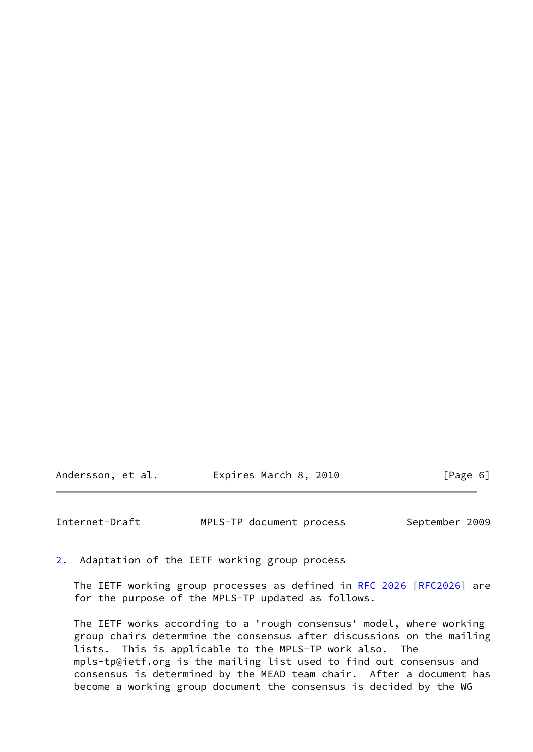## 2. Adaptation of the IETF working group process

The IETF working group processes as defined in RFC 2026 [RFC2026] are for the purpose of the MPLS-TP updated as follows.

The IETF works according to a 'rough consensus' model, where working group chairs determine the consensus after discussions on the mailing lists. This is applicable to the MPLS-TP work also. The mpls-tp@ietf.org is the mailing list used to find out consensus and consensus is determined by the MEAD team chair. After a document has become a working group document the consensus is decided by the WG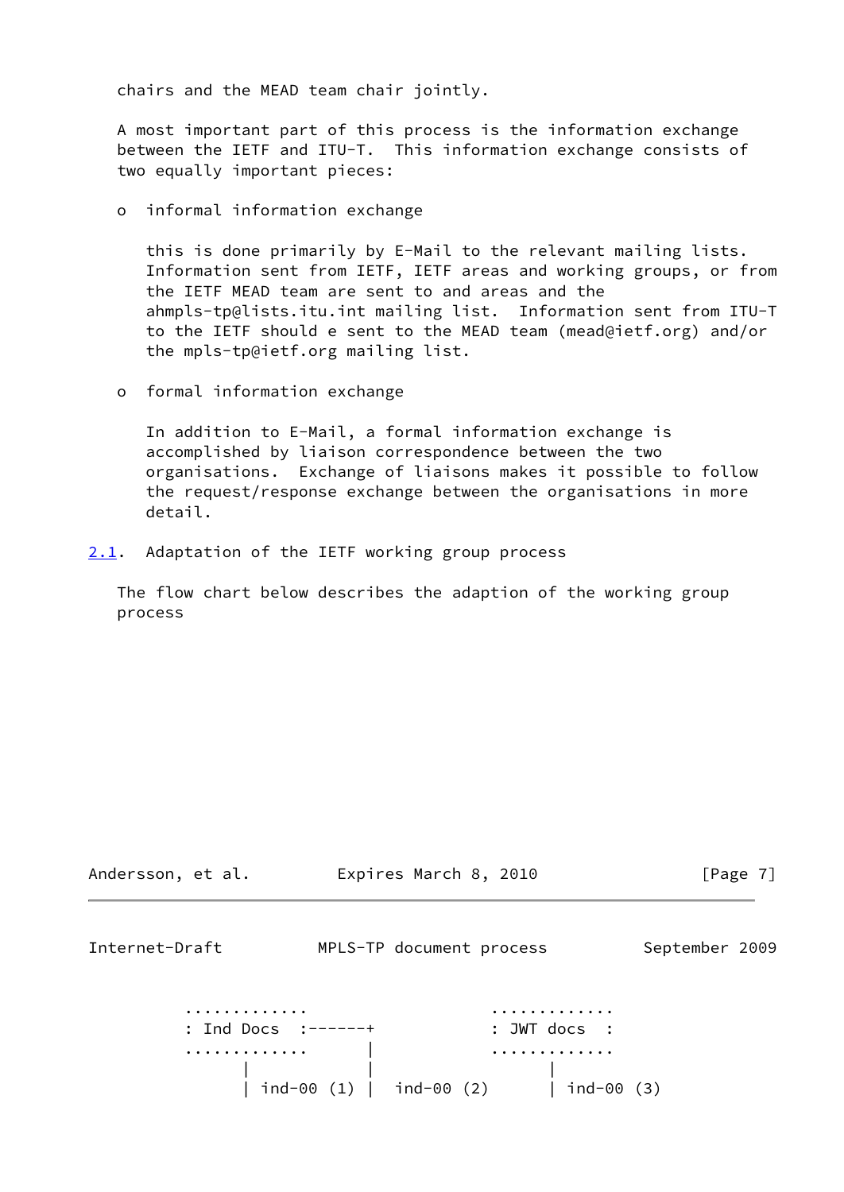chairs and the MEAD team chair jointly.

A most important part of this process is the information exchange between the IETF and ITU-T. This information exchange consists of two equally important pieces:

- informal information exchange

  this is done primarily by E-Mail to the relevant mailing lists. Information sent from IETF, IETF areas and working groups, or from the IETF MEAD team are sent to and areas and the ahmpls-tp@lists.itu.int mailing list. Information sent from ITU-T to the IETF should e sent to the MEAD team (mead@ietf.org) and/or the mpls-tp@ietf.org mailing list.

- formal information exchange

  In addition to E-Mail, a formal information exchange is accomplished by liaison correspondence between the two organisations. Exchange of liaisons makes it possible to follow the request/response exchange between the organisations in more detail.

## 2.1. Adaptation of the IETF working group process

The flow chart below describes the adaption of the working group process

```
   .............               .............
   : Ind Docs  :------+        : JWT docs  :
   .............      |        .............
         |            |              |
         | ind-00 (1) |  ind-00 (2)  | ind-00 (3)
```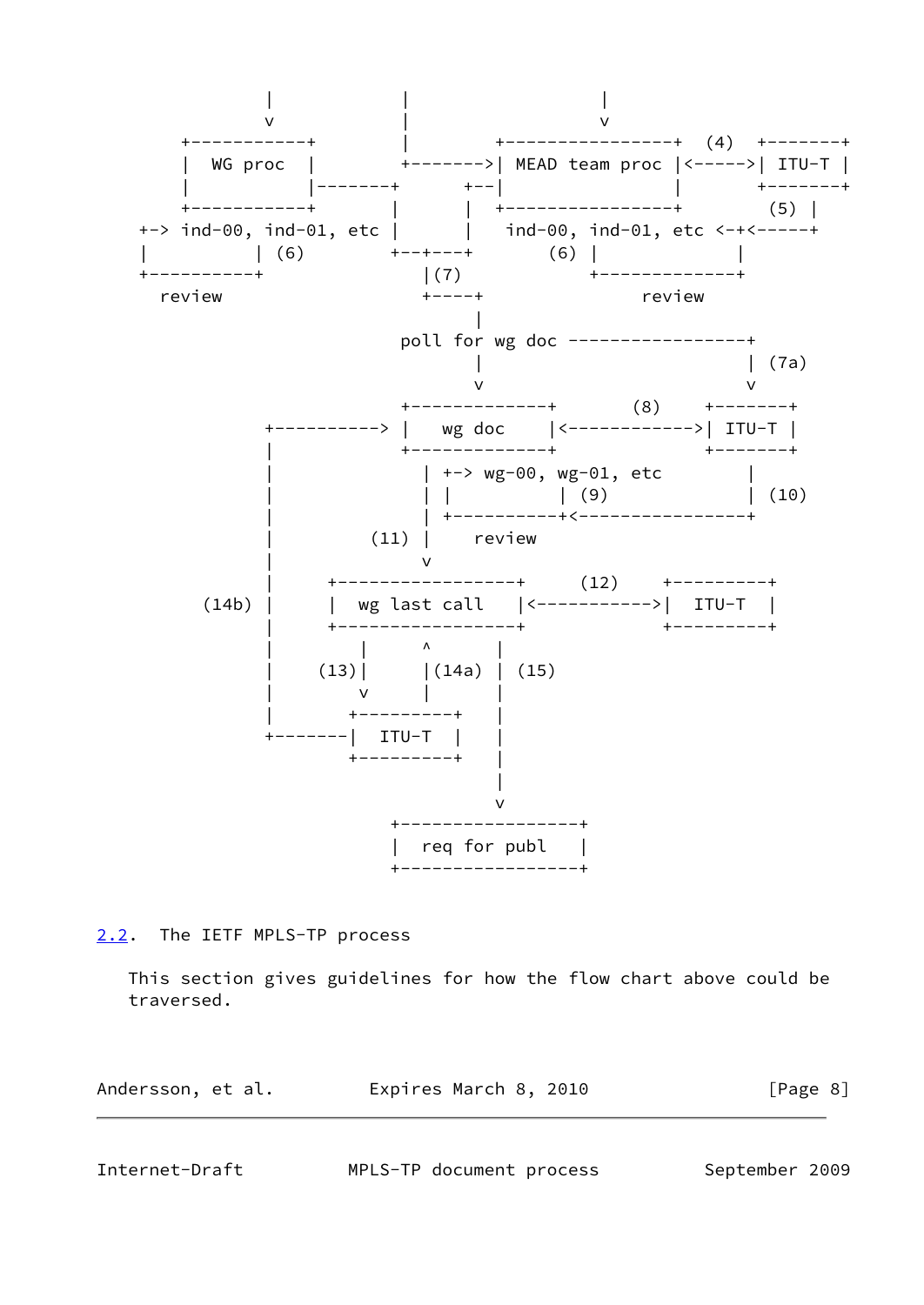```
           |            |                   |
           v            |                   v
      +------------+    |         +-----------------+  (4)  +--------+
      |  WG proc   |    +-------->| MEAD team proc  |<----->| ITU-T  |
      |            |-------+    +--|                |       +--------+
      +------------+       |    |  +-----------------+       (5)  |
  +-> ind-00, ind-01, etc  |    |   ind-00, ind-01, etc <-+<-----+
  |           | (6)      +--+---+        (6)  |            |
  +-----------+             |(7)              +------------+
    review                +----+                  review
                               |
                      poll for wg doc -----------------+
                               |                        | (7a)
                               v                        v
                      +-------------+       (8)     +--------+
          +----------> |   wg doc    |<------------->| ITU-T  |
          |           +-------------+               +--------+
          |             | +-> wg-00, wg-01, etc        |
          |             | |          | (9)             | (10)
          |             | +----------+<----------------+
          |        (11) |    review
          |             v
          |      +-----------------+     (12)    +---------+
    (14b) |      |  wg last call   |<---------->|  ITU-T  |
          |      +-----------------+            +---------+
          |        |       ^       |
          |    (13)|       |(14a)  | (15)
          |        v       |       |
          |     +---------+        |
          +-----|  ITU-T  |        |
                +---------+        |
                                   |
                                   v
                    +-----------------+
                    |  req for publ   |
                    +-----------------+
```

## 2.2. The IETF MPLS-TP process

This section gives guidelines for how the flow chart above could be traversed.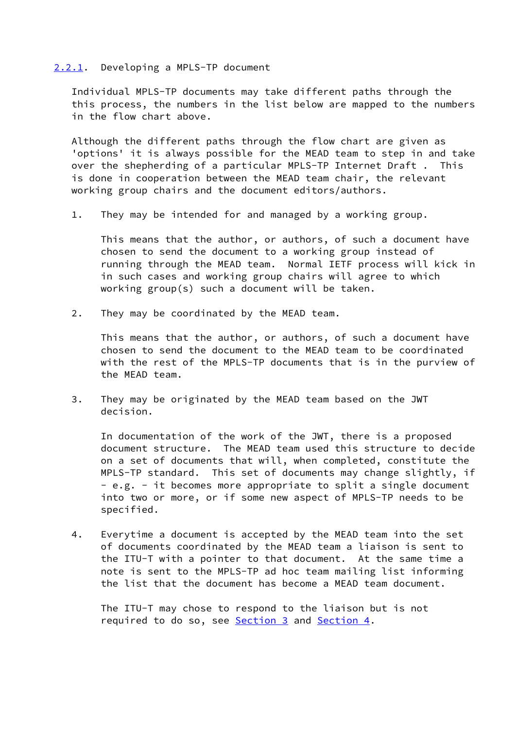### 2.2.1. Developing a MPLS-TP document

Individual MPLS-TP documents may take different paths through the this process, the numbers in the list below are mapped to the numbers in the flow chart above.

Although the different paths through the flow chart are given as 'options' it is always possible for the MEAD team to step in and take over the shepherding of a particular MPLS-TP Internet Draft . This is done in cooperation between the MEAD team chair, the relevant working group chairs and the document editors/authors.

1. They may be intended for and managed by a working group.

   This means that the author, or authors, of such a document have chosen to send the document to a working group instead of running through the MEAD team. Normal IETF process will kick in in such cases and working group chairs will agree to which working group(s) such a document will be taken.

2. They may be coordinated by the MEAD team.

   This means that the author, or authors, of such a document have chosen to send the document to the MEAD team to be coordinated with the rest of the MPLS-TP documents that is in the purview of the MEAD team.

3. They may be originated by the MEAD team based on the JWT decision.

   In documentation of the work of the JWT, there is a proposed document structure. The MEAD team used this structure to decide on a set of documents that will, when completed, constitute the MPLS-TP standard. This set of documents may change slightly, if - e.g. - it becomes more appropriate to split a single document into two or more, or if some new aspect of MPLS-TP needs to be specified.

4. Everytime a document is accepted by the MEAD team into the set of documents coordinated by the MEAD team a liaison is sent to the ITU-T with a pointer to that document. At the same time a note is sent to the MPLS-TP ad hoc team mailing list informing the list that the document has become a MEAD team document.

   The ITU-T may chose to respond to the liaison but is not required to do so, see Section 3 and Section 4.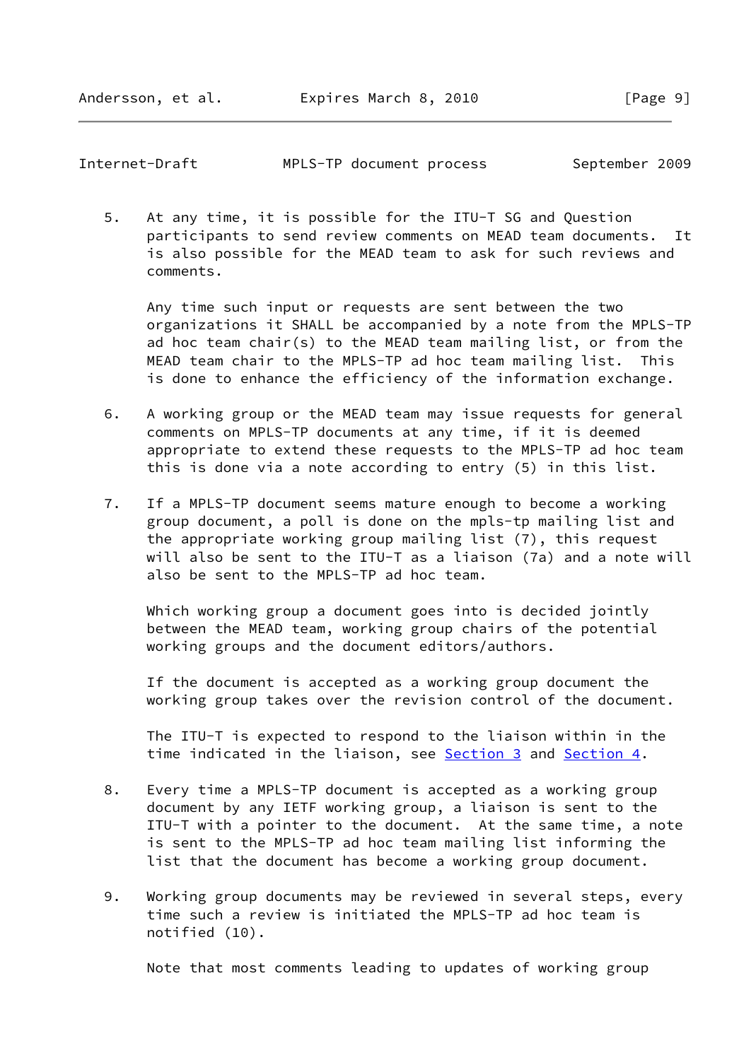5. At any time, it is possible for the ITU-T SG and Question participants to send review comments on MEAD team documents. It is also possible for the MEAD team to ask for such reviews and comments.

   Any time such input or requests are sent between the two organizations it SHALL be accompanied by a note from the MPLS-TP ad hoc team chair(s) to the MEAD team mailing list, or from the MEAD team chair to the MPLS-TP ad hoc team mailing list. This is done to enhance the efficiency of the information exchange.

6. A working group or the MEAD team may issue requests for general comments on MPLS-TP documents at any time, if it is deemed appropriate to extend these requests to the MPLS-TP ad hoc team this is done via a note according to entry (5) in this list.

7. If a MPLS-TP document seems mature enough to become a working group document, a poll is done on the mpls-tp mailing list and the appropriate working group mailing list (7), this request will also be sent to the ITU-T as a liaison (7a) and a note will also be sent to the MPLS-TP ad hoc team.

   Which working group a document goes into is decided jointly between the MEAD team, working group chairs of the potential working groups and the document editors/authors.

   If the document is accepted as a working group document the working group takes over the revision control of the document.

   The ITU-T is expected to respond to the liaison within in the time indicated in the liaison, see Section 3 and Section 4.

8. Every time a MPLS-TP document is accepted as a working group document by any IETF working group, a liaison is sent to the ITU-T with a pointer to the document. At the same time, a note is sent to the MPLS-TP ad hoc team mailing list informing the list that the document has become a working group document.

9. Working group documents may be reviewed in several steps, every time such a review is initiated the MPLS-TP ad hoc team is notified (10).

   Note that most comments leading to updates of working group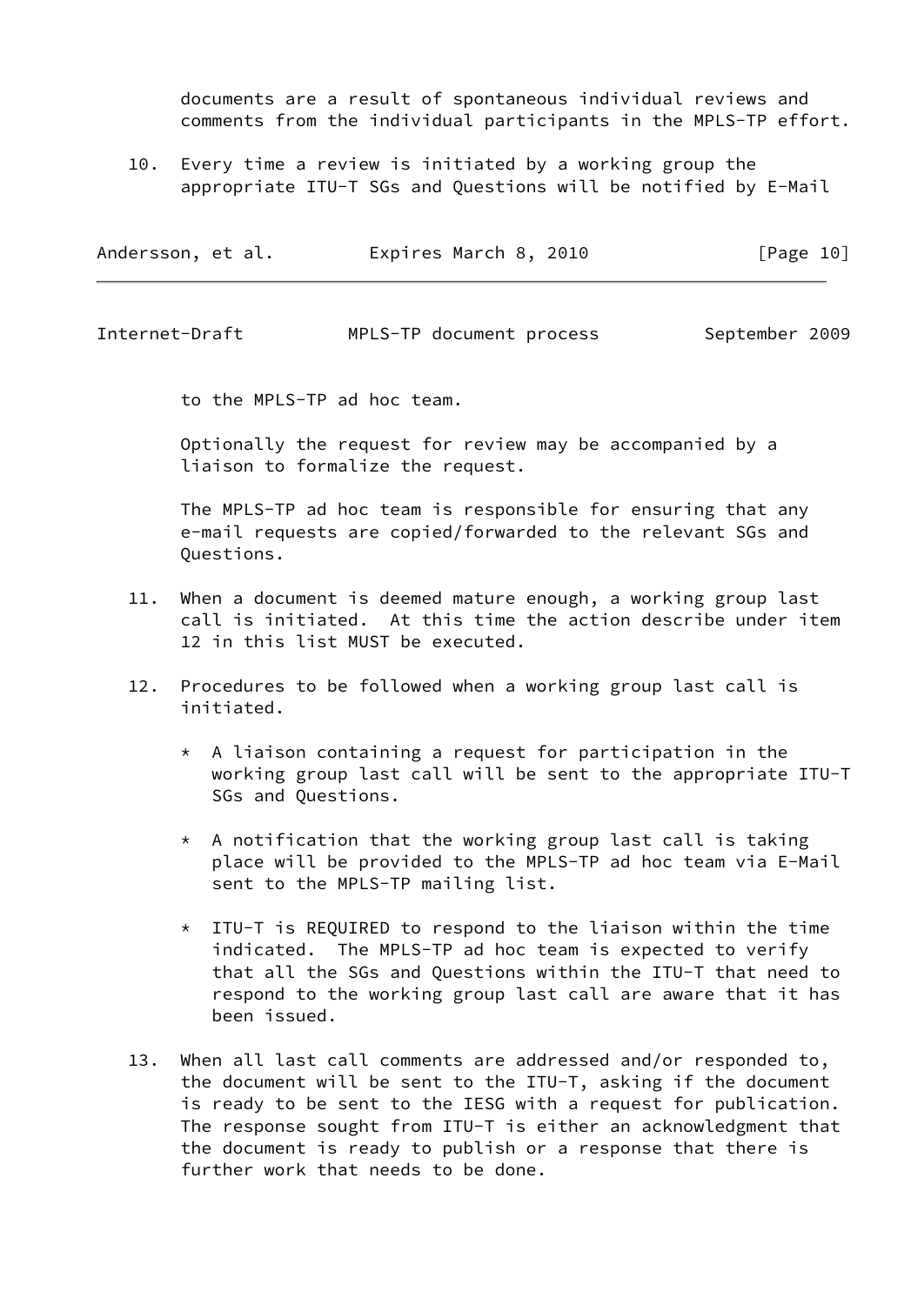documents are a result of spontaneous individual reviews and comments from the individual participants in the MPLS-TP effort.

10. Every time a review is initiated by a working group the appropriate ITU-T SGs and Questions will be notified by E-Mail to the MPLS-TP ad hoc team.

    Optionally the request for review may be accompanied by a liaison to formalize the request.

    The MPLS-TP ad hoc team is responsible for ensuring that any e-mail requests are copied/forwarded to the relevant SGs and Questions.

11. When a document is deemed mature enough, a working group last call is initiated. At this time the action describe under item 12 in this list MUST be executed.

12. Procedures to be followed when a working group last call is initiated.

    * A liaison containing a request for participation in the working group last call will be sent to the appropriate ITU-T SGs and Questions.

    * A notification that the working group last call is taking place will be provided to the MPLS-TP ad hoc team via E-Mail sent to the MPLS-TP mailing list.

    * ITU-T is REQUIRED to respond to the liaison within the time indicated. The MPLS-TP ad hoc team is expected to verify that all the SGs and Questions within the ITU-T that need to respond to the working group last call are aware that it has been issued.

13. When all last call comments are addressed and/or responded to, the document will be sent to the ITU-T, asking if the document is ready to be sent to the IESG with a request for publication. The response sought from ITU-T is either an acknowledgment that the document is ready to publish or a response that there is further work that needs to be done.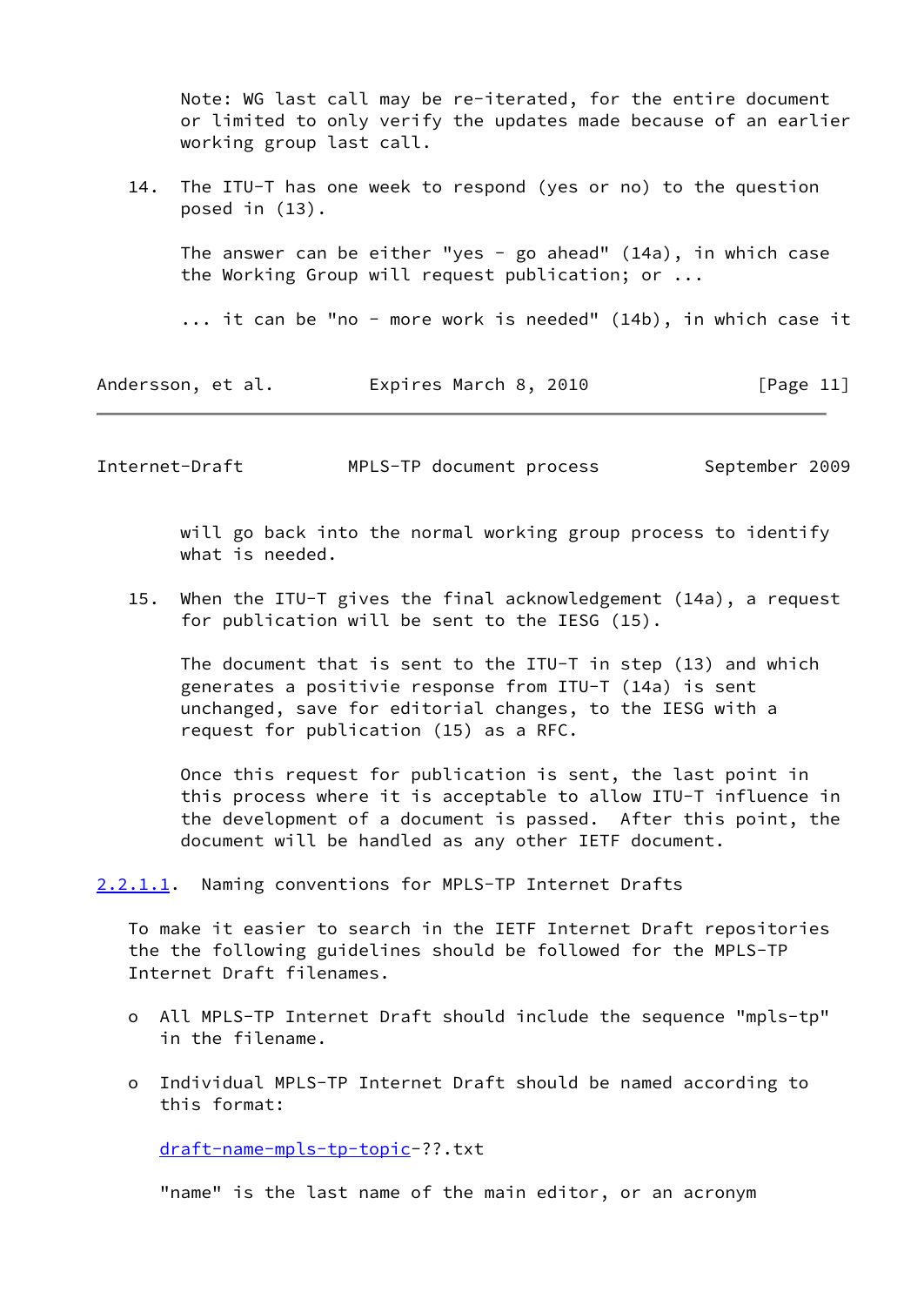Note: WG last call may be re-iterated, for the entire document or limited to only verify the updates made because of an earlier working group last call.

14. The ITU-T has one week to respond (yes or no) to the question posed in (13).

    The answer can be either "yes - go ahead" (14a), in which case the Working Group will request publication; or ...

    ... it can be "no - more work is needed" (14b), in which case it will go back into the normal working group process to identify what is needed.

15. When the ITU-T gives the final acknowledgement (14a), a request for publication will be sent to the IESG (15).

    The document that is sent to the ITU-T in step (13) and which generates a positivie response from ITU-T (14a) is sent unchanged, save for editorial changes, to the IESG with a request for publication (15) as a RFC.

    Once this request for publication is sent, the last point in this process where it is acceptable to allow ITU-T influence in the development of a document is passed. After this point, the document will be handled as any other IETF document.

#### 2.2.1.1. Naming conventions for MPLS-TP Internet Drafts

To make it easier to search in the IETF Internet Draft repositories the the following guidelines should be followed for the MPLS-TP Internet Draft filenames.

- All MPLS-TP Internet Draft should include the sequence "mpls-tp" in the filename.

- Individual MPLS-TP Internet Draft should be named according to this format:

  draft-name-mpls-tp-topic-??.txt

  "name" is the last name of the main editor, or an acronym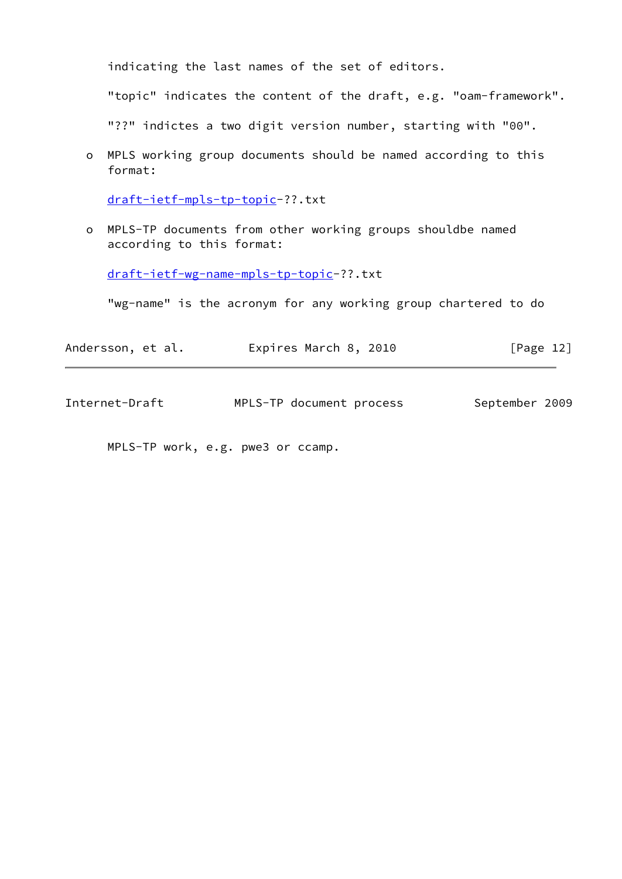indicating the last names of the set of editors.

"topic" indicates the content of the draft, e.g. "oam-framework".

"??" indictes a two digit version number, starting with "00".

- MPLS working group documents should be named according to this format:

  draft-ietf-mpls-tp-topic-??.txt

- MPLS-TP documents from other working groups shouldbe named according to this format:

  draft-ietf-wg-name-mpls-tp-topic-??.txt

  "wg-name" is the acronym for any working group chartered to do MPLS-TP work, e.g. pwe3 or ccamp.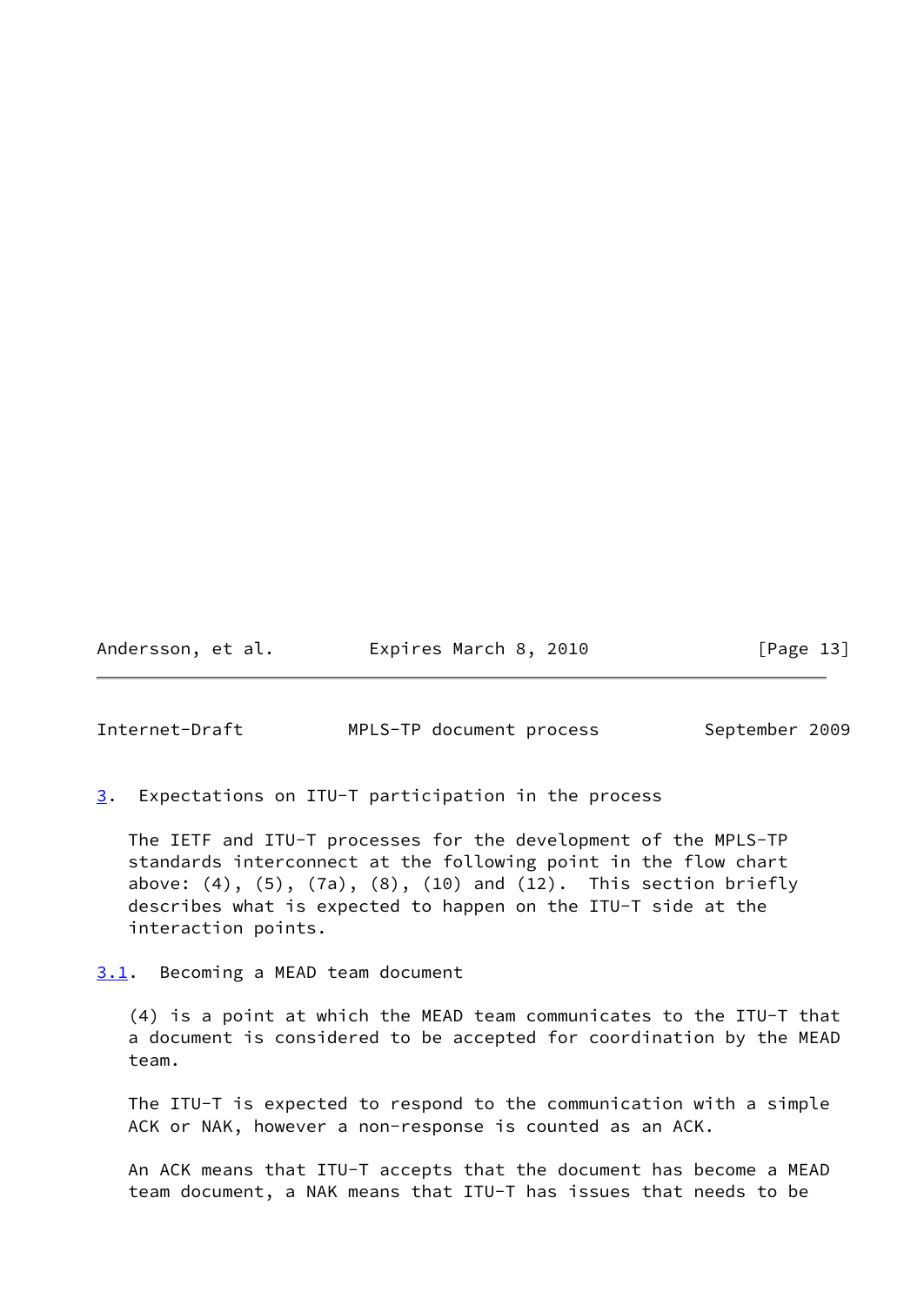## 3. Expectations on ITU-T participation in the process

The IETF and ITU-T processes for the development of the MPLS-TP standards interconnect at the following point in the flow chart above: (4), (5), (7a), (8), (10) and (12). This section briefly describes what is expected to happen on the ITU-T side at the interaction points.

### 3.1. Becoming a MEAD team document

(4) is a point at which the MEAD team communicates to the ITU-T that a document is considered to be accepted for coordination by the MEAD team.

The ITU-T is expected to respond to the communication with a simple ACK or NAK, however a non-response is counted as an ACK.

An ACK means that ITU-T accepts that the document has become a MEAD team document, a NAK means that ITU-T has issues that needs to be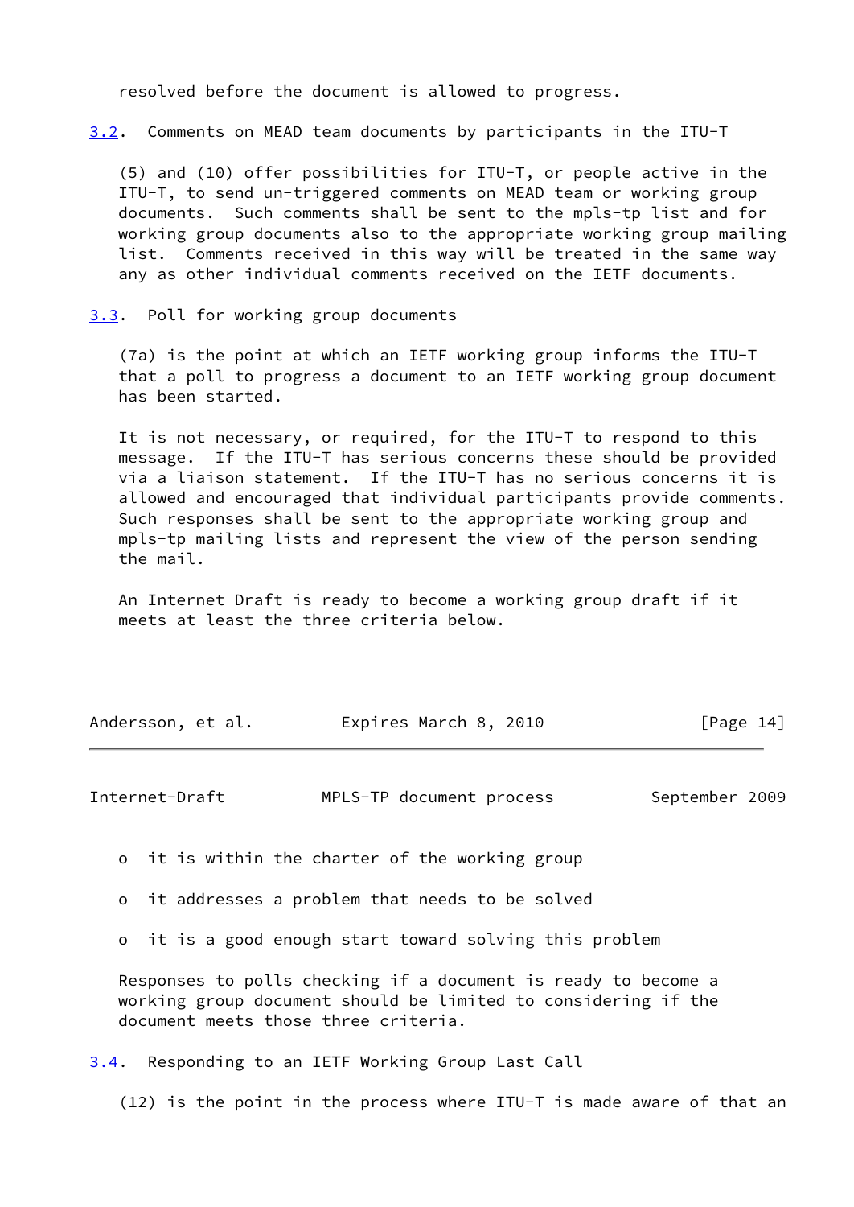resolved before the document is allowed to progress.

### 3.2. Comments on MEAD team documents by participants in the ITU-T

(5) and (10) offer possibilities for ITU-T, or people active in the ITU-T, to send un-triggered comments on MEAD team or working group documents. Such comments shall be sent to the mpls-tp list and for working group documents also to the appropriate working group mailing list. Comments received in this way will be treated in the same way any as other individual comments received on the IETF documents.

### 3.3. Poll for working group documents

(7a) is the point at which an IETF working group informs the ITU-T that a poll to progress a document to an IETF working group document has been started.

It is not necessary, or required, for the ITU-T to respond to this message. If the ITU-T has serious concerns these should be provided via a liaison statement. If the ITU-T has no serious concerns it is allowed and encouraged that individual participants provide comments. Such responses shall be sent to the appropriate working group and mpls-tp mailing lists and represent the view of the person sending the mail.

An Internet Draft is ready to become a working group draft if it meets at least the three criteria below.

- it is within the charter of the working group
- it addresses a problem that needs to be solved
- it is a good enough start toward solving this problem

Responses to polls checking if a document is ready to become a working group document should be limited to considering if the document meets those three criteria.

### 3.4. Responding to an IETF Working Group Last Call

(12) is the point in the process where ITU-T is made aware of that an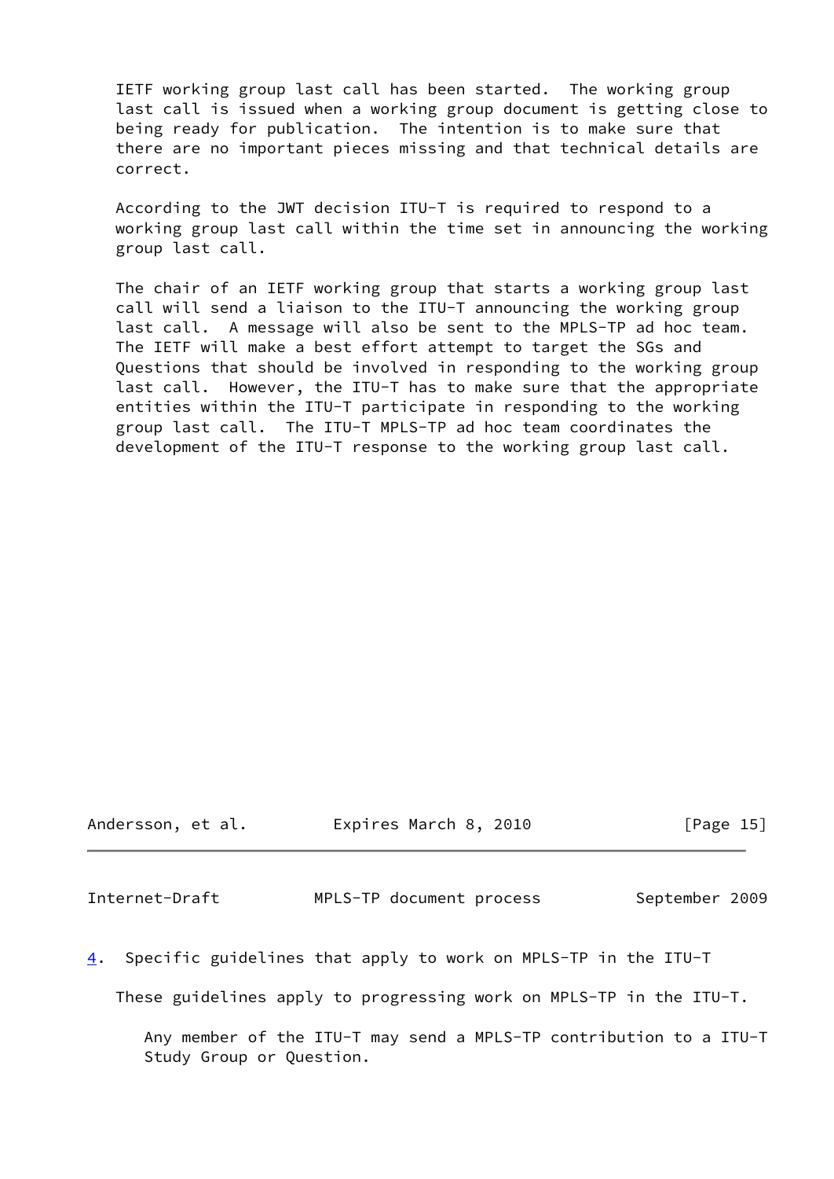IETF working group last call has been started. The working group last call is issued when a working group document is getting close to being ready for publication. The intention is to make sure that there are no important pieces missing and that technical details are correct.

According to the JWT decision ITU-T is required to respond to a working group last call within the time set in announcing the working group last call.

The chair of an IETF working group that starts a working group last call will send a liaison to the ITU-T announcing the working group last call. A message will also be sent to the MPLS-TP ad hoc team. The IETF will make a best effort attempt to target the SGs and Questions that should be involved in responding to the working group last call. However, the ITU-T has to make sure that the appropriate entities within the ITU-T participate in responding to the working group last call. The ITU-T MPLS-TP ad hoc team coordinates the development of the ITU-T response to the working group last call.

## 4. Specific guidelines that apply to work on MPLS-TP in the ITU-T

These guidelines apply to progressing work on MPLS-TP in the ITU-T.

Any member of the ITU-T may send a MPLS-TP contribution to a ITU-T Study Group or Question.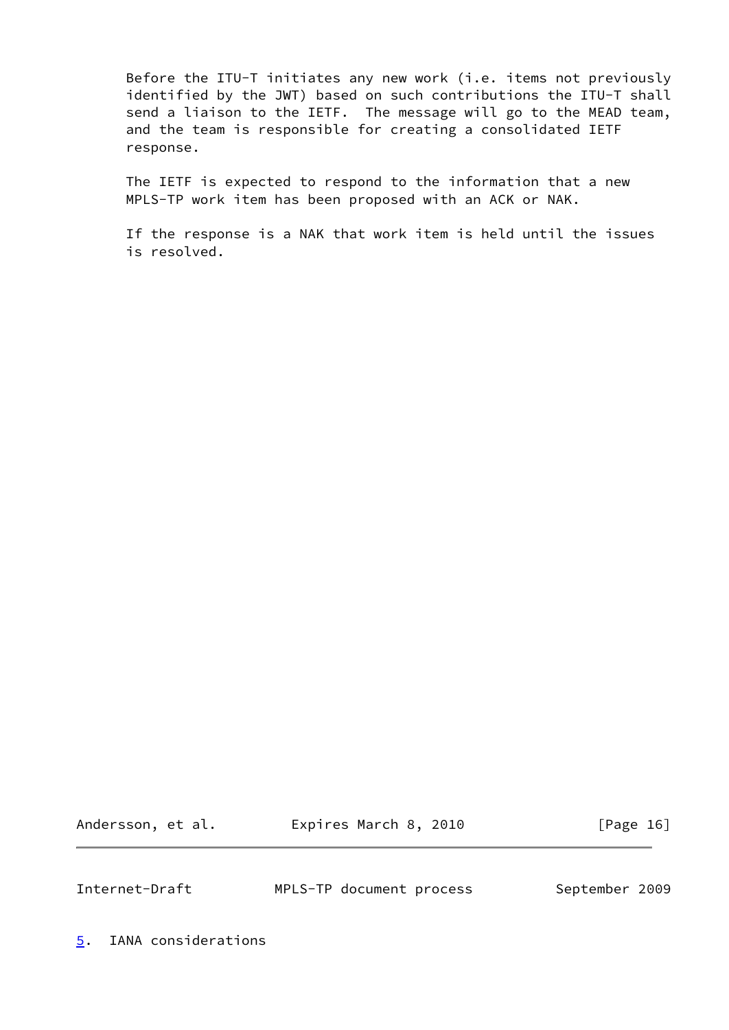Before the ITU-T initiates any new work (i.e. items not previously identified by the JWT) based on such contributions the ITU-T shall send a liaison to the IETF. The message will go to the MEAD team, and the team is responsible for creating a consolidated IETF response.

The IETF is expected to respond to the information that a new MPLS-TP work item has been proposed with an ACK or NAK.

If the response is a NAK that work item is held until the issues is resolved.

# 5. IANA considerations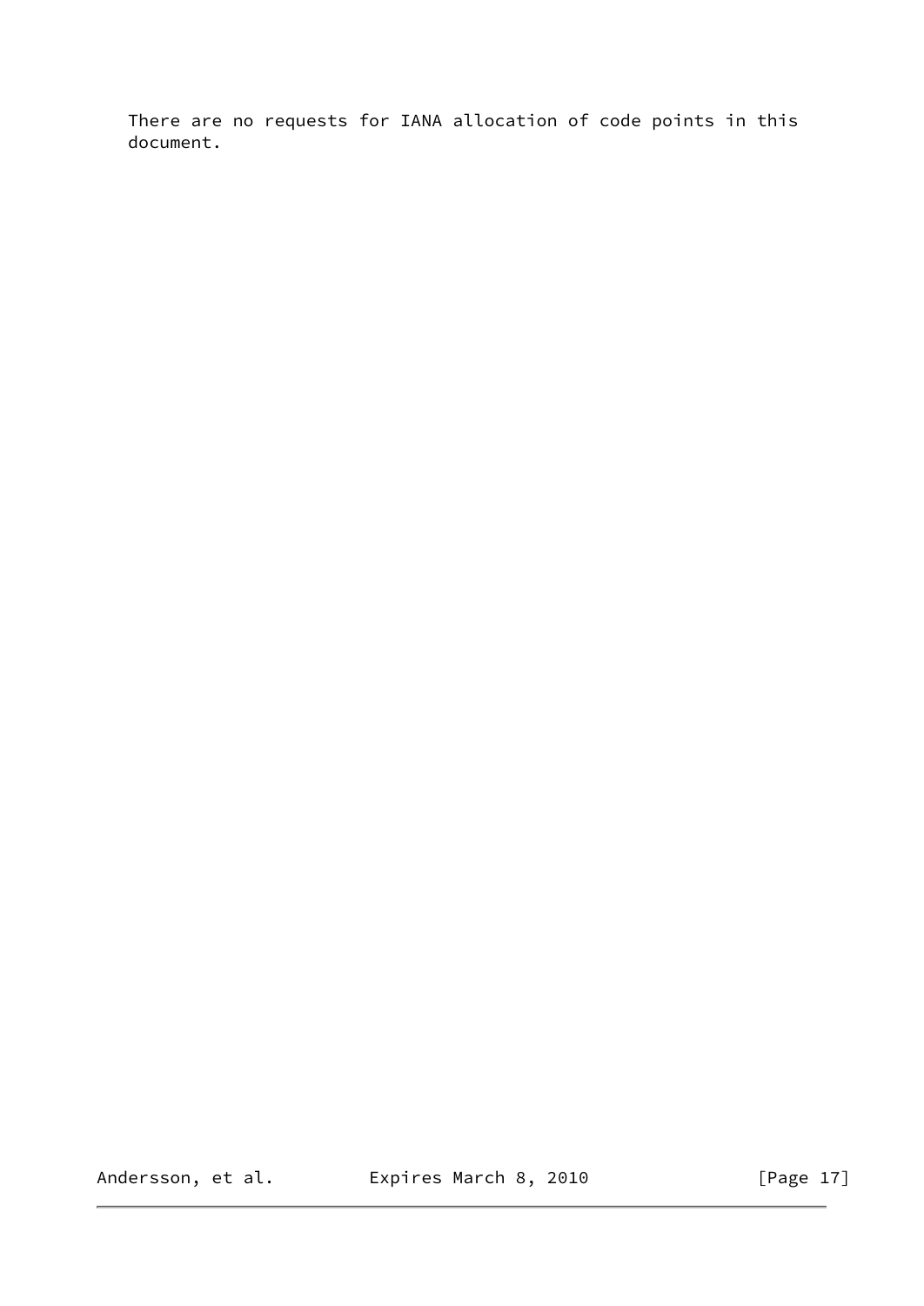There are no requests for IANA allocation of code points in this document.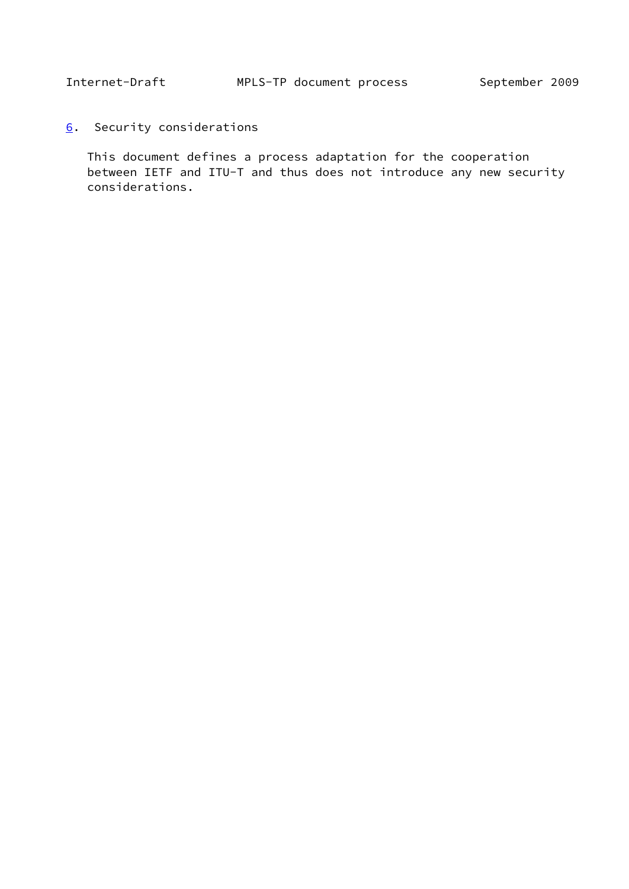## 6. Security considerations

This document defines a process adaptation for the cooperation between IETF and ITU-T and thus does not introduce any new security considerations.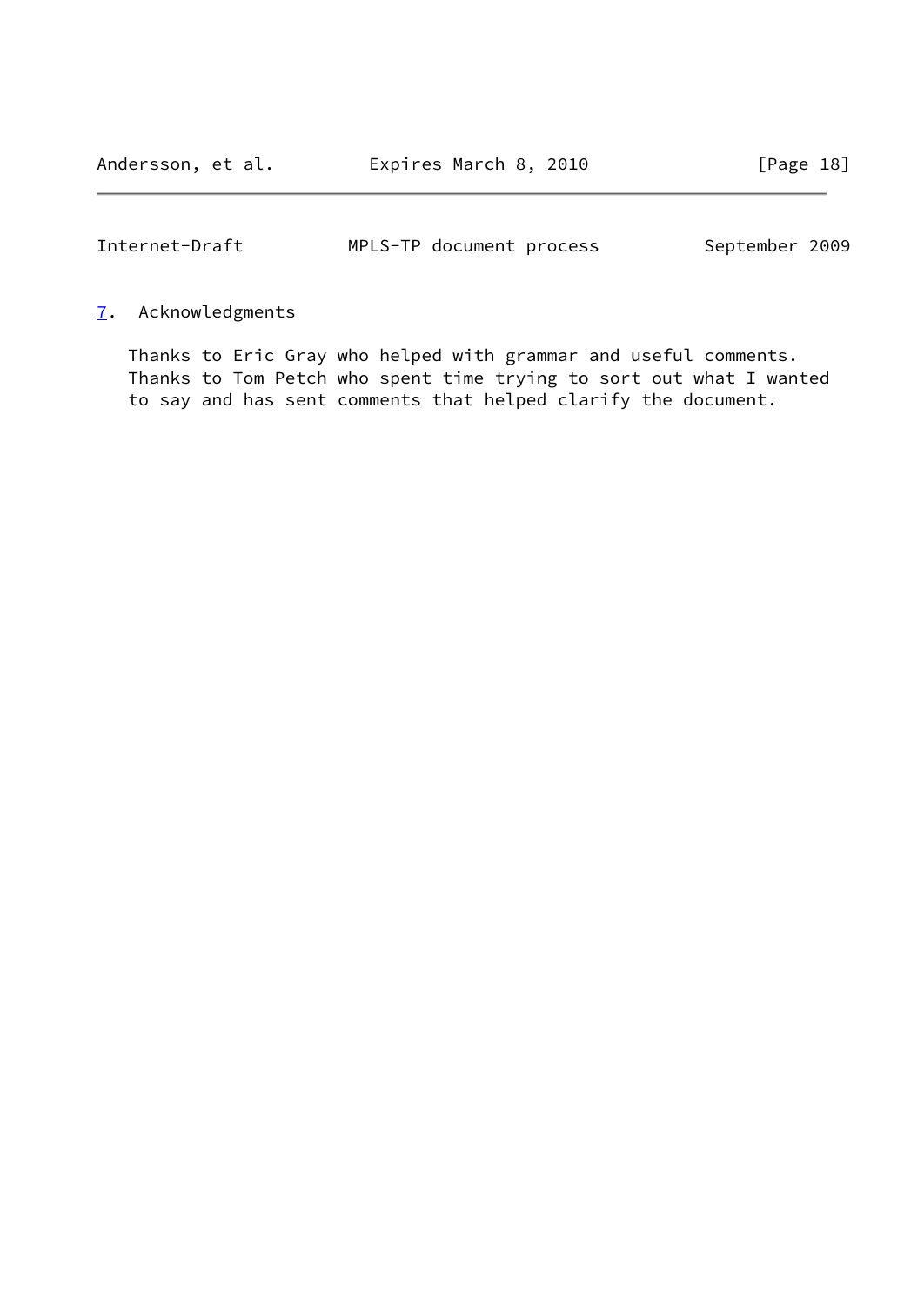## 7. Acknowledgments

Thanks to Eric Gray who helped with grammar and useful comments. Thanks to Tom Petch who spent time trying to sort out what I wanted to say and has sent comments that helped clarify the document.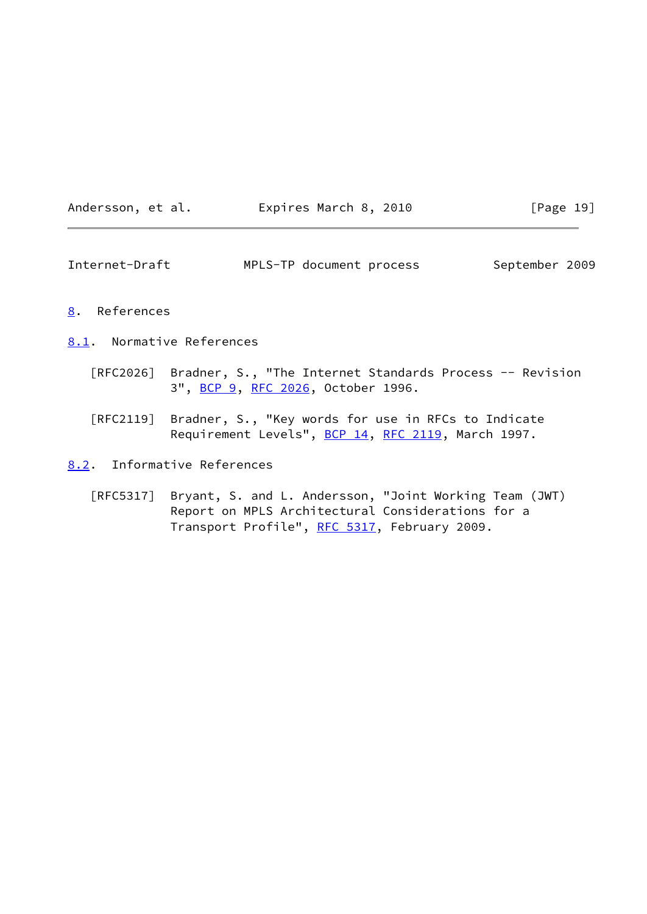## 8. References

### 8.1. Normative References

[RFC2026] Bradner, S., "The Internet Standards Process -- Revision 3", BCP 9, RFC 2026, October 1996.

[RFC2119] Bradner, S., "Key words for use in RFCs to Indicate Requirement Levels", BCP 14, RFC 2119, March 1997.

### 8.2. Informative References

[RFC5317] Bryant, S. and L. Andersson, "Joint Working Team (JWT) Report on MPLS Architectural Considerations for a Transport Profile", RFC 5317, February 2009.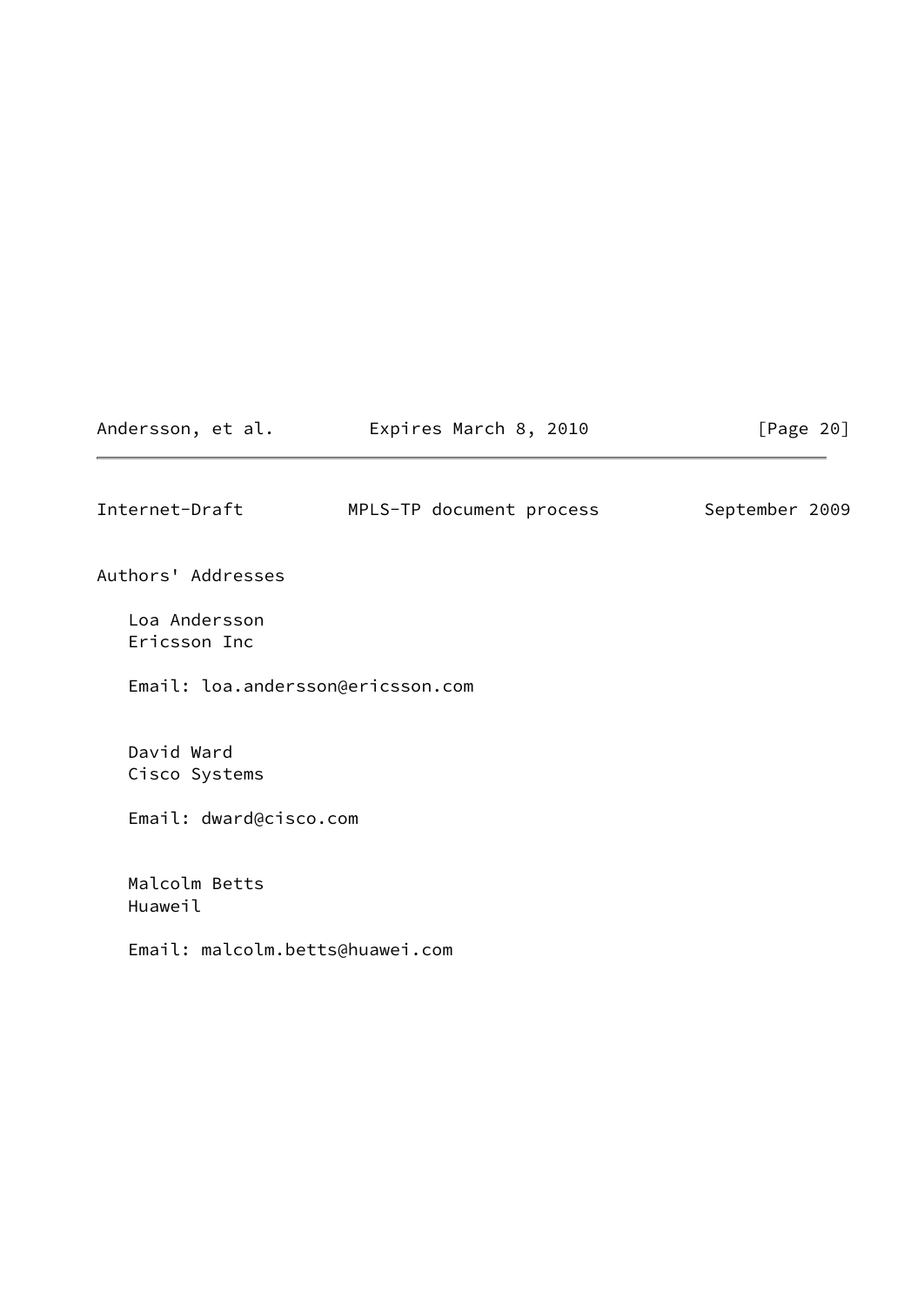## Authors' Addresses

Loa Andersson
Ericsson Inc

Email: loa.andersson@ericsson.com

David Ward
Cisco Systems

Email: dward@cisco.com

Malcolm Betts
Huaweil

Email: malcolm.betts@huawei.com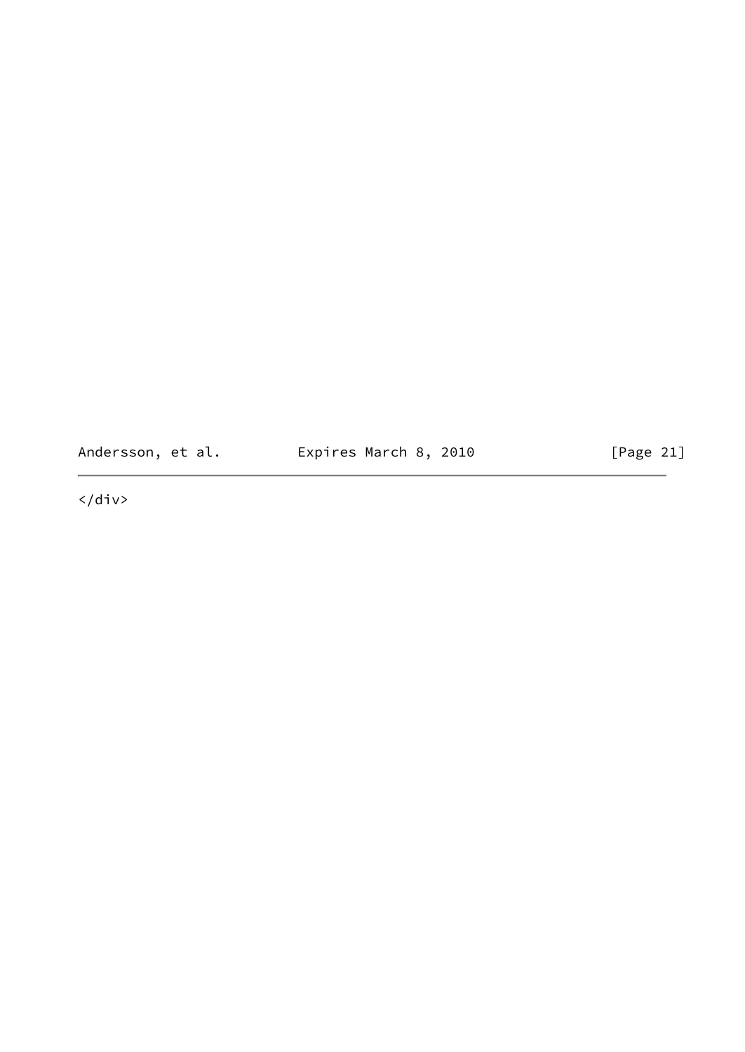</div>